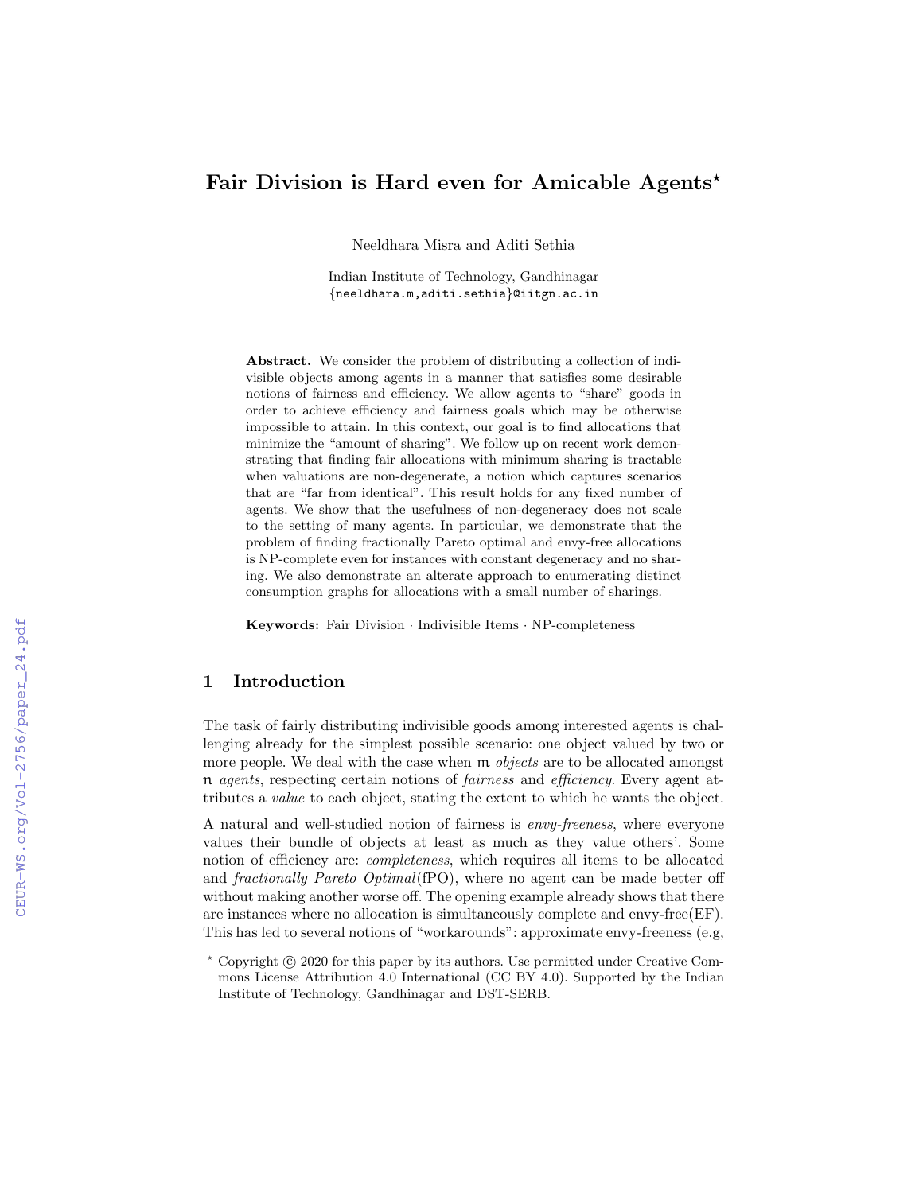# Fair Division is Hard even for Amicable Agents*

Neeldhara Misra and Aditi Sethia

Indian Institute of Technology, Gandhinagar
{neeldhara.m,aditi.sethia}@iitgn.ac.in

**Abstract.** We consider the problem of distributing a collection of indivisible objects among agents in a manner that satisfies some desirable notions of fairness and efficiency. We allow agents to "share" goods in order to achieve efficiency and fairness goals which may be otherwise impossible to attain. In this context, our goal is to find allocations that minimize the "amount of sharing". We follow up on recent work demonstrating that finding fair allocations with minimum sharing is tractable when valuations are non-degenerate, a notion which captures scenarios that are "far from identical". This result holds for any fixed number of agents. We show that the usefulness of non-degeneracy does not scale to the setting of many agents. In particular, we demonstrate that the problem of finding fractionally Pareto optimal and envy-free allocations is NP-complete even for instances with constant degeneracy and no sharing. We also demonstrate an alterate approach to enumerating distinct consumption graphs for allocations with a small number of sharings.

**Keywords:** Fair Division · Indivisible Items · NP-completeness

## 1 Introduction

The task of fairly distributing indivisible goods among interested agents is challenging already for the simplest possible scenario: one object valued by two or more people. We deal with the case when $m$ *objects* are to be allocated amongst $n$ *agents*, respecting certain notions of *fairness* and *efficiency*. Every agent attributes a *value* to each object, stating the extent to which he wants the object.

A natural and well-studied notion of fairness is *envy-freeness*, where everyone values their bundle of objects at least as much as they value others'. Some notion of efficiency are: *completeness*, which requires all items to be allocated and *fractionally Pareto Optimal*(fPO), where no agent can be made better off without making another worse off. The opening example already shows that there are instances where no allocation is simultaneously complete and envy-free(EF). This has led to several notions of "workarounds": approximate envy-freeness (e.g,

* Copyright © 2020 for this paper by its authors. Use permitted under Creative Commons License Attribution 4.0 International (CC BY 4.0). Supported by the Indian Institute of Technology, Gandhinagar and DST-SERB.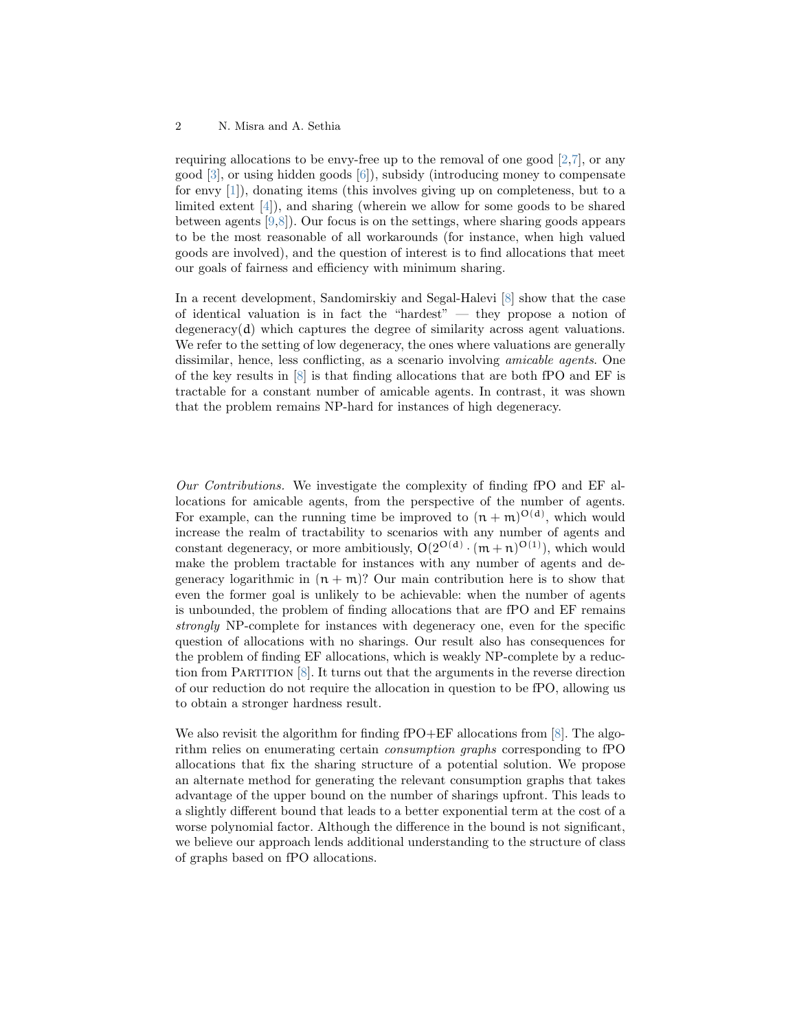requiring allocations to be envy-free up to the removal of one good [2,7], or any good [3], or using hidden goods [6]), subsidy (introducing money to compensate for envy [1]), donating items (this involves giving up on completeness, but to a limited extent [4]), and sharing (wherein we allow for some goods to be shared between agents [9,8]). Our focus is on the settings, where sharing goods appears to be the most reasonable of all workarounds (for instance, when high valued goods are involved), and the question of interest is to find allocations that meet our goals of fairness and efficiency with minimum sharing.

In a recent development, Sandomirskiy and Segal-Halevi [8] show that the case of identical valuation is in fact the "hardest" — they propose a notion of degeneracy($d$) which captures the degree of similarity across agent valuations. We refer to the setting of low degeneracy, the ones where valuations are generally dissimilar, hence, less conflicting, as a scenario involving *amicable agents*. One of the key results in [8] is that finding allocations that are both fPO and EF is tractable for a constant number of amicable agents. In contrast, it was shown that the problem remains NP-hard for instances of high degeneracy.

*Our Contributions.* We investigate the complexity of finding fPO and EF allocations for amicable agents, from the perspective of the number of agents. For example, can the running time be improved to $(n+m)^{O(d)}$, which would increase the realm of tractability to scenarios with any number of agents and constant degeneracy, or more ambitiously, $O(2^{O(d)} \cdot (m+n)^{O(1)})$, which would make the problem tractable for instances with any number of agents and degeneracy logarithmic in $(n+m)$? Our main contribution here is to show that even the former goal is unlikely to be achievable: when the number of agents is unbounded, the problem of finding allocations that are fPO and EF remains *strongly* NP-complete for instances with degeneracy one, even for the specific question of allocations with no sharings. Our result also has consequences for the problem of finding EF allocations, which is weakly NP-complete by a reduction from PARTITION [8]. It turns out that the arguments in the reverse direction of our reduction do not require the allocation in question to be fPO, allowing us to obtain a stronger hardness result.

We also revisit the algorithm for finding fPO+EF allocations from [8]. The algorithm relies on enumerating certain *consumption graphs* corresponding to fPO allocations that fix the sharing structure of a potential solution. We propose an alternate method for generating the relevant consumption graphs that takes advantage of the upper bound on the number of sharings upfront. This leads to a slightly different bound that leads to a better exponential term at the cost of a worse polynomial factor. Although the difference in the bound is not significant, we believe our approach lends additional understanding to the structure of class of graphs based on fPO allocations.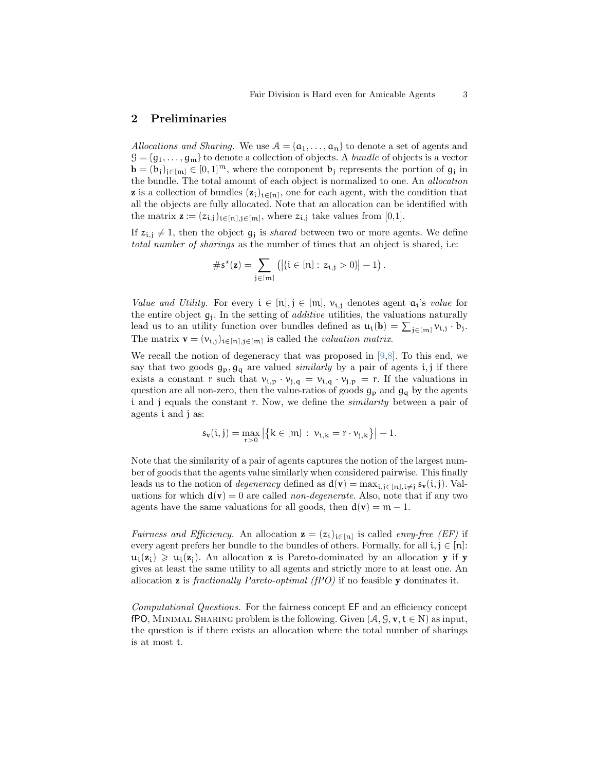## 2 Preliminaries

*Allocations and Sharing.* We use $\mathcal{A} = \{a_1, \ldots, a_n\}$ to denote a set of agents and $\mathcal{G} = \{g_1, \ldots, g_m\}$ to denote a collection of objects. A *bundle* of objects is a vector $\mathbf{b} = (b_j)_{j \in [m]} \in [0,1]^m$, where the component $b_j$ represents the portion of $g_j$ in the bundle. The total amount of each object is normalized to one. An *allocation* $\mathbf{z}$ is a collection of bundles $(\mathbf{z}_i)_{i \in [n]}$, one for each agent, with the condition that all the objects are fully allocated. Note that an allocation can be identified with the matrix $\mathbf{z} := (z_{i,j})_{i \in [n], j \in [m]}$, where $z_{i,j}$ take values from [0,1].

If $z_{i,j} \neq 1$, then the object $g_j$ is *shared* between two or more agents. We define *total number of sharings* as the number of times that an object is shared, i.e:

$$\#s^\star(\mathbf{z}) = \sum_{j \in [m]} \left( \left| \{ i \in [n] : z_{i,j} > 0 \} \right| - 1 \right).$$

*Value and Utility.* For every $i \in [n], j \in [m]$, $v_{i,j}$ denotes agent $a_i$'s *value* for the entire object $g_j$. In the setting of *additive* utilities, the valuations naturally lead us to an utility function over bundles defined as $u_i(\mathbf{b}) = \sum_{j \in [m]} v_{i,j} \cdot b_j$. The matrix $\mathbf{v} = (v_{i,j})_{i \in [n], j \in [m]}$ is called the *valuation matrix*.

We recall the notion of degeneracy that was proposed in [9,8]. To this end, we say that two goods $g_p, g_q$ are valued *similarly* by a pair of agents $i, j$ if there exists a constant $r$ such that $v_{i,p} \cdot v_{j,q} = v_{i,q} \cdot v_{j,p} = r$. If the valuations in question are all non-zero, then the value-ratios of goods $g_p$ and $g_q$ by the agents $i$ and $j$ equals the constant $r$. Now, we define the *similarity* between a pair of agents $i$ and $j$ as:

$$s_{\mathbf{v}}(i,j) = \max_{r > 0} \left| \{ k \in [m] : v_{i,k} = r \cdot v_{j,k} \} \right| - 1.$$

Note that the similarity of a pair of agents captures the notion of the largest number of goods that the agents value similarly when considered pairwise. This finally leads us to the notion of *degeneracy* defined as $d(\mathbf{v}) = \max_{i,j \in [n], i \neq j} s_{\mathbf{v}}(i,j)$. Valuations for which $d(\mathbf{v}) = 0$ are called *non-degenerate*. Also, note that if any two agents have the same valuations for all goods, then $d(\mathbf{v}) = m - 1$.

*Fairness and Efficiency.* An allocation $\mathbf{z} = (z_i)_{i \in [n]}$ is called *envy-free (EF)* if every agent prefers her bundle to the bundles of others. Formally, for all $i, j \in [n]$: $u_i(\mathbf{z}_i) \geqslant u_i(\mathbf{z}_j)$. An allocation $\mathbf{z}$ is Pareto-dominated by an allocation $\mathbf{y}$ if $\mathbf{y}$ gives at least the same utility to all agents and strictly more to at least one. An allocation $\mathbf{z}$ is *fractionally Pareto-optimal (fPO)* if no feasible $\mathbf{y}$ dominates it.

*Computational Questions.* For the fairness concept EF and an efficiency concept fPO, Minimal Sharing problem is the following. Given $(\mathcal{A}, \mathcal{G}, \mathbf{v}, t \in \mathbb{N})$ as input, the question is if there exists an allocation where the total number of sharings is at most $t$.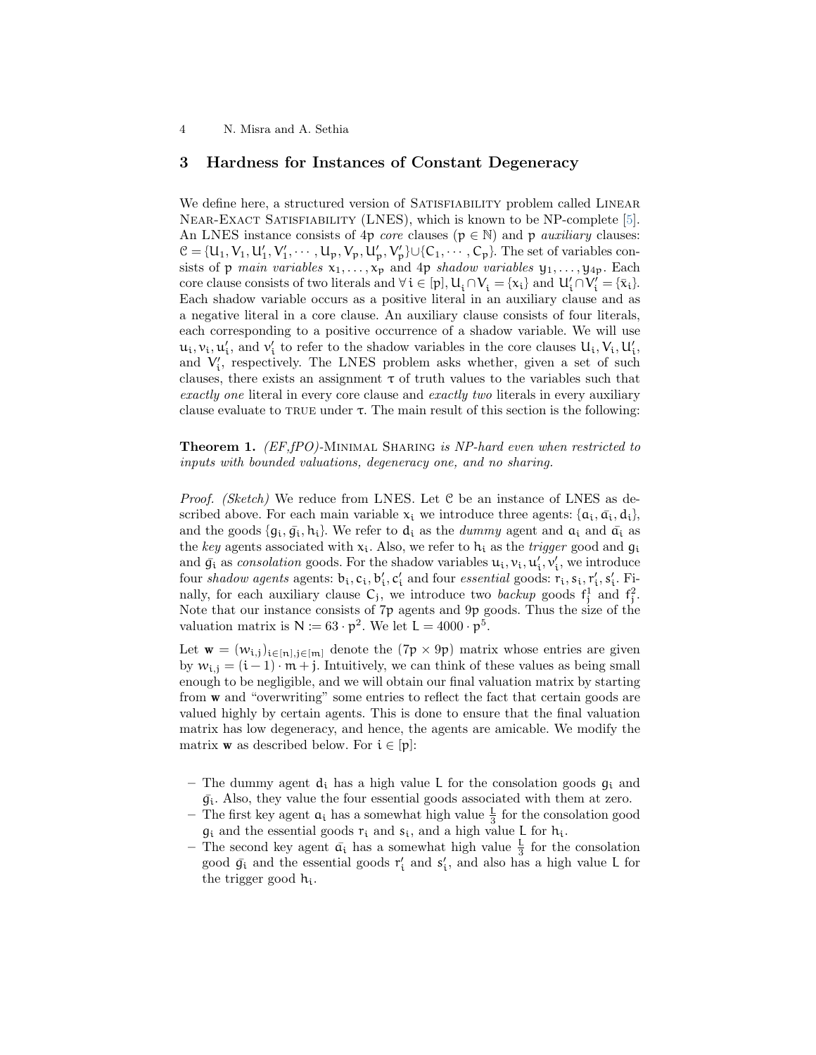## 3 Hardness for Instances of Constant Degeneracy

We define here, a structured version of Satisfiability problem called Linear Near-Exact Satisfiability (LNES), which is known to be NP-complete [5]. An LNES instance consists of $4p$ *core* clauses ($p \in \mathbb{N}$) and $p$ *auxiliary* clauses: $\mathcal{C} = \{U_1, V_1, U'_1, V'_1, \cdots, U_p, V_p, U'_p, V'_p\} \cup \{C_1, \cdots, C_p\}$. The set of variables consists of $p$ *main variables* $x_1, \ldots, x_p$ and $4p$ *shadow variables* $y_1, \ldots, y_{4p}$. Each core clause consists of two literals and $\forall\, i \in [p], U_i \cap V_i = \{x_i\}$ and $U'_i \cap V'_i = \{\bar{x}_i\}$. Each shadow variable occurs as a positive literal in an auxiliary clause and as a negative literal in a core clause. An auxiliary clause consists of four literals, each corresponding to a positive occurrence of a shadow variable. We will use $u_i, v_i, u'_i$, and $v'_i$ to refer to the shadow variables in the core clauses $U_i, V_i, U'_i$, and $V'_i$, respectively. The LNES problem asks whether, given a set of such clauses, there exists an assignment $\tau$ of truth values to the variables such that *exactly one* literal in every core clause and *exactly two* literals in every auxiliary clause evaluate to TRUE under $\tau$. The main result of this section is the following:

**Theorem 1.** *(EF,fPO)-Minimal Sharing is NP-hard even when restricted to inputs with bounded valuations, degeneracy one, and no sharing.*

*Proof. (Sketch)* We reduce from LNES. Let $\mathcal{C}$ be an instance of LNES as described above. For each main variable $x_i$ we introduce three agents: $\{a_i, \bar{a}_i, d_i\}$, and the goods $\{g_i, \bar{g}_i, h_i\}$. We refer to $d_i$ as the *dummy* agent and $a_i$ and $\bar{a}_i$ as the *key* agents associated with $x_i$. Also, we refer to $h_i$ as the *trigger* good and $g_i$ and $\bar{g}_i$ as *consolation* goods. For the shadow variables $u_i, v_i, u'_i, v'_i$, we introduce four *shadow agents* agents: $b_i, c_i, b'_i, c'_i$ and four *essential* goods: $r_i, s_i, r'_i, s'_i$. Finally, for each auxiliary clause $C_j$, we introduce two *backup* goods $f^1_j$ and $f^2_j$. Note that our instance consists of $7p$ agents and $9p$ goods. Thus the size of the valuation matrix is $N := 63 \cdot p^2$. We let $L = 4000 \cdot p^5$.

Let $\mathbf{w} = (w_{i,j})_{i \in [n], j \in [m]}$ denote the $(7p \times 9p)$ matrix whose entries are given by $w_{i,j} = (i-1) \cdot m + j$. Intuitively, we can think of these values as being small enough to be negligible, and we will obtain our final valuation matrix by starting from $\mathbf{w}$ and "overwriting" some entries to reflect the fact that certain goods are valued highly by certain agents. This is done to ensure that the final valuation matrix has low degeneracy, and hence, the agents are amicable. We modify the matrix $\mathbf{w}$ as described below. For $i \in [p]$:

- The dummy agent $d_i$ has a high value $L$ for the consolation goods $g_i$ and $\bar{g}_i$. Also, they value the four essential goods associated with them at zero.
- The first key agent $a_i$ has a somewhat high value $\frac{L}{3}$ for the consolation good $g_i$ and the essential goods $r_i$ and $s_i$, and a high value $L$ for $h_i$.
- The second key agent $\bar{a}_i$ has a somewhat high value $\frac{L}{3}$ for the consolation good $\bar{g}_i$ and the essential goods $r'_i$ and $s'_i$, and also has a high value $L$ for the trigger good $h_i$.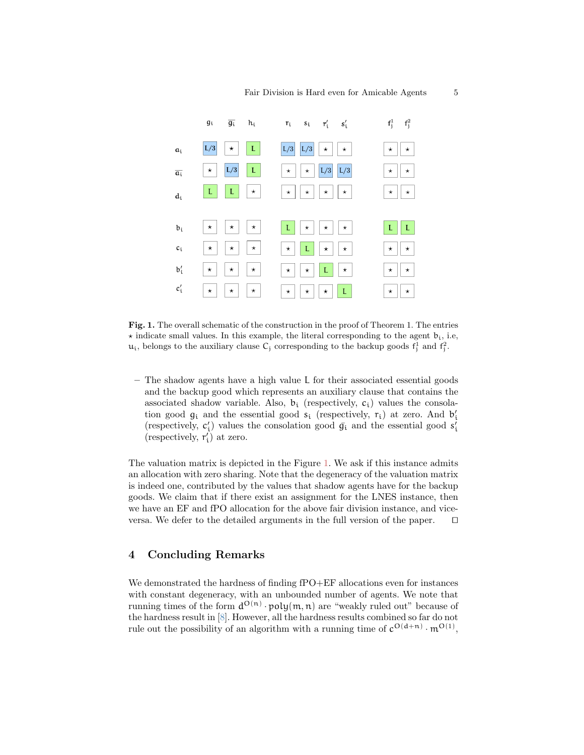|  | $g_i$ | $\overline{g_i}$ | $h_i$ | $r_i$ | $s_i$ | $r'_i$ | $s'_i$ | $f_j^1$ | $f_j^2$ |
|---|---|---|---|---|---|---|---|---|---|
| $a_i$ | L/3 | ⋆ | L | L/3 | L/3 | ⋆ | ⋆ | ⋆ | ⋆ |
| $\overline{a_i}$ | ⋆ | L/3 | L | ⋆ | ⋆ | L/3 | L/3 | ⋆ | ⋆ |
| $d_i$ | L | L | ⋆ | ⋆ | ⋆ | ⋆ | ⋆ | ⋆ | ⋆ |
| $b_i$ | ⋆ | ⋆ | ⋆ | L | ⋆ | ⋆ | ⋆ | L | L |
| $c_i$ | ⋆ | ⋆ | ⋆ | ⋆ | L | ⋆ | ⋆ | ⋆ | ⋆ |
| $b'_i$ | ⋆ | ⋆ | ⋆ | ⋆ | ⋆ | L | ⋆ | ⋆ | ⋆ |
| $c'_i$ | ⋆ | ⋆ | ⋆ | ⋆ | ⋆ | ⋆ | L | ⋆ | ⋆ |

**Fig. 1.** The overall schematic of the construction in the proof of Theorem 1. The entries ⋆ indicate small values. In this example, the literal corresponding to the agent $b_i$, i.e, $u_i$, belongs to the auxiliary clause $C_j$ corresponding to the backup goods $f_j^1$ and $f_j^2$.

– The shadow agents have a high value L for their associated essential goods and the backup good which represents an auxiliary clause that contains the associated shadow variable. Also, $b_i$ (respectively, $c_i$) values the consolation good $g_i$ and the essential good $s_i$ (respectively, $r_i$) at zero. And $b'_i$ (respectively, $c'_i$) values the consolation good $\bar{g}_i$ and the essential good $s'_i$ (respectively, $r'_i$) at zero.

The valuation matrix is depicted in the Figure 1. We ask if this instance admits an allocation with zero sharing. Note that the degeneracy of the valuation matrix is indeed one, contributed by the values that shadow agents have for the backup goods. We claim that if there exist an assignment for the LNES instance, then we have an EF and fPO allocation for the above fair division instance, and vice-versa. We defer to the detailed arguments in the full version of the paper. ◻

## 4 Concluding Remarks

We demonstrated the hardness of finding fPO+EF allocations even for instances with constant degeneracy, with an unbounded number of agents. We note that running times of the form $d^{O(n)} \cdot \text{poly}(m, n)$ are "weakly ruled out" because of the hardness result in [8]. However, all the hardness results combined so far do not rule out the possibility of an algorithm with a running time of $c^{O(d+n)} \cdot m^{O(1)}$,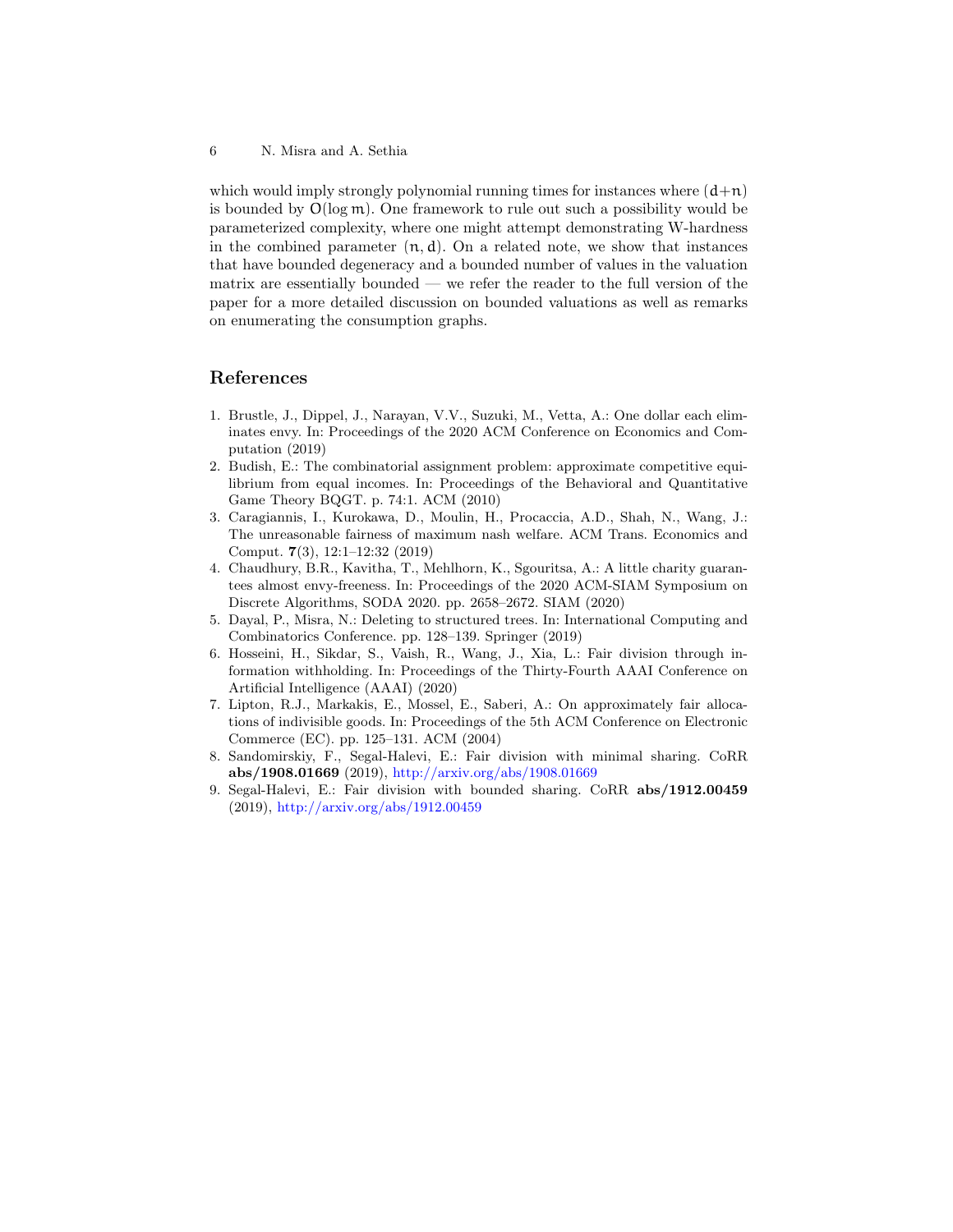which would imply strongly polynomial running times for instances where $(d+n)$ is bounded by $O(\log m)$. One framework to rule out such a possibility would be parameterized complexity, where one might attempt demonstrating W-hardness in the combined parameter $(n, d)$. On a related note, we show that instances that have bounded degeneracy and a bounded number of values in the valuation matrix are essentially bounded — we refer the reader to the full version of the paper for a more detailed discussion on bounded valuations as well as remarks on enumerating the consumption graphs.

## References

1. Brustle, J., Dippel, J., Narayan, V.V., Suzuki, M., Vetta, A.: One dollar each eliminates envy. In: Proceedings of the 2020 ACM Conference on Economics and Computation (2019)
2. Budish, E.: The combinatorial assignment problem: approximate competitive equilibrium from equal incomes. In: Proceedings of the Behavioral and Quantitative Game Theory BQGT. p. 74:1. ACM (2010)
3. Caragiannis, I., Kurokawa, D., Moulin, H., Procaccia, A.D., Shah, N., Wang, J.: The unreasonable fairness of maximum nash welfare. ACM Trans. Economics and Comput. **7**(3), 12:1–12:32 (2019)
4. Chaudhury, B.R., Kavitha, T., Mehlhorn, K., Sgouritsa, A.: A little charity guarantees almost envy-freeness. In: Proceedings of the 2020 ACM-SIAM Symposium on Discrete Algorithms, SODA 2020. pp. 2658–2672. SIAM (2020)
5. Dayal, P., Misra, N.: Deleting to structured trees. In: International Computing and Combinatorics Conference. pp. 128–139. Springer (2019)
6. Hosseini, H., Sikdar, S., Vaish, R., Wang, J., Xia, L.: Fair division through information withholding. In: Proceedings of the Thirty-Fourth AAAI Conference on Artificial Intelligence (AAAI) (2020)
7. Lipton, R.J., Markakis, E., Mossel, E., Saberi, A.: On approximately fair allocations of indivisible goods. In: Proceedings of the 5th ACM Conference on Electronic Commerce (EC). pp. 125–131. ACM (2004)
8. Sandomirskiy, F., Segal-Halevi, E.: Fair division with minimal sharing. CoRR **abs/1908.01669** (2019), http://arxiv.org/abs/1908.01669
9. Segal-Halevi, E.: Fair division with bounded sharing. CoRR **abs/1912.00459** (2019), http://arxiv.org/abs/1912.00459